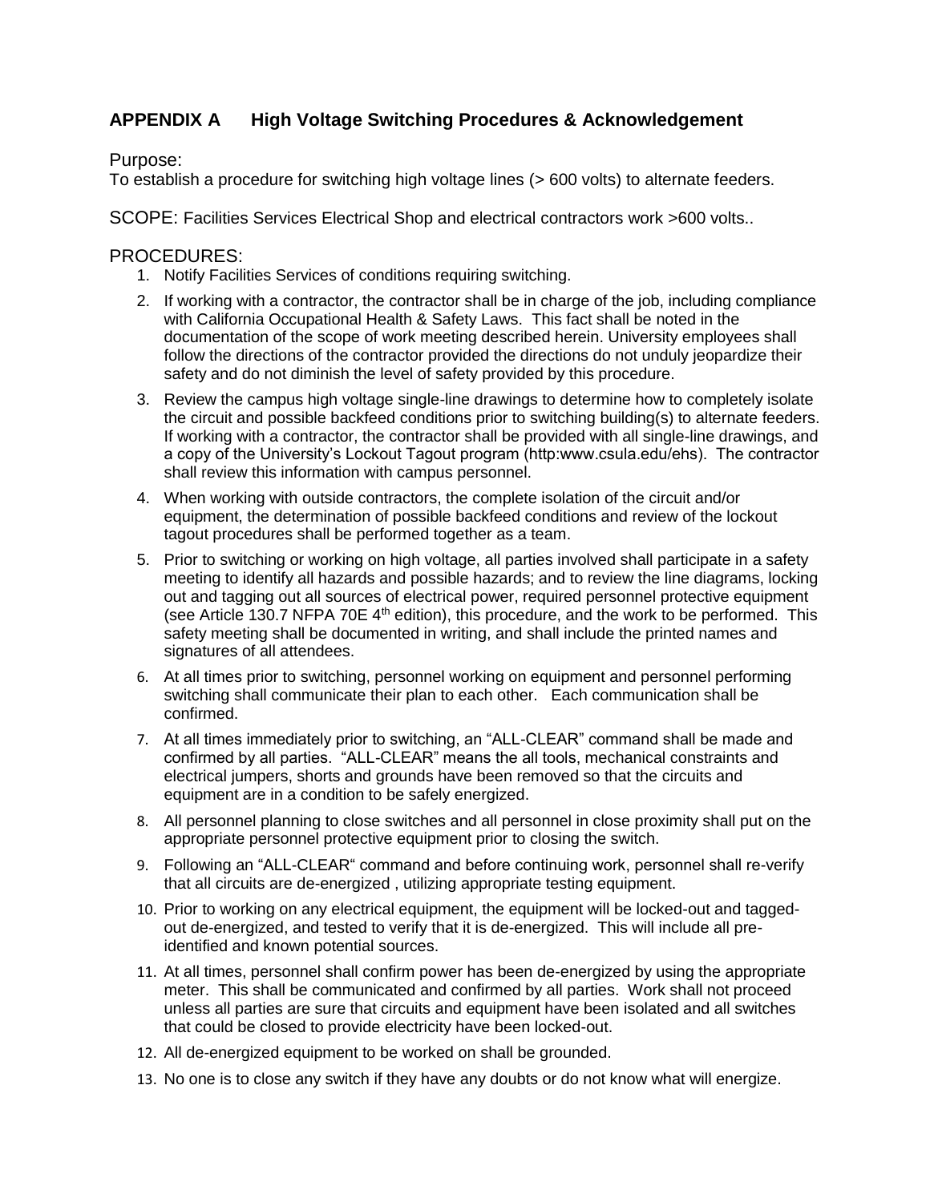## APPENDIX A High Voltage Switching Procedures & Acknowledgement

Purpose:
To establish a procedure for switching high voltage lines (> 600 volts) to alternate feeders.

SCOPE: Facilities Services Electrical Shop and electrical contractors work >600 volts..

PROCEDURES:

1. Notify Facilities Services of conditions requiring switching.
2. If working with a contractor, the contractor shall be in charge of the job, including compliance with California Occupational Health & Safety Laws. This fact shall be noted in the documentation of the scope of work meeting described herein. University employees shall follow the directions of the contractor provided the directions do not unduly jeopardize their safety and do not diminish the level of safety provided by this procedure.
3. Review the campus high voltage single-line drawings to determine how to completely isolate the circuit and possible backfeed conditions prior to switching building(s) to alternate feeders. If working with a contractor, the contractor shall be provided with all single-line drawings, and a copy of the University's Lockout Tagout program (http:www.csula.edu/ehs). The contractor shall review this information with campus personnel.
4. When working with outside contractors, the complete isolation of the circuit and/or equipment, the determination of possible backfeed conditions and review of the lockout tagout procedures shall be performed together as a team.
5. Prior to switching or working on high voltage, all parties involved shall participate in a safety meeting to identify all hazards and possible hazards; and to review the line diagrams, locking out and tagging out all sources of electrical power, required personnel protective equipment (see Article 130.7 NFPA 70E 4th edition), this procedure, and the work to be performed. This safety meeting shall be documented in writing, and shall include the printed names and signatures of all attendees.
6. At all times prior to switching, personnel working on equipment and personnel performing switching shall communicate their plan to each other. Each communication shall be confirmed.
7. At all times immediately prior to switching, an "ALL-CLEAR" command shall be made and confirmed by all parties. "ALL-CLEAR" means the all tools, mechanical constraints and electrical jumpers, shorts and grounds have been removed so that the circuits and equipment are in a condition to be safely energized.
8. All personnel planning to close switches and all personnel in close proximity shall put on the appropriate personnel protective equipment prior to closing the switch.
9. Following an "ALL-CLEAR" command and before continuing work, personnel shall re-verify that all circuits are de-energized , utilizing appropriate testing equipment.
10. Prior to working on any electrical equipment, the equipment will be locked-out and tagged-out de-energized, and tested to verify that it is de-energized. This will include all pre-identified and known potential sources.
11. At all times, personnel shall confirm power has been de-energized by using the appropriate meter. This shall be communicated and confirmed by all parties. Work shall not proceed unless all parties are sure that circuits and equipment have been isolated and all switches that could be closed to provide electricity have been locked-out.
12. All de-energized equipment to be worked on shall be grounded.
13. No one is to close any switch if they have any doubts or do not know what will energize.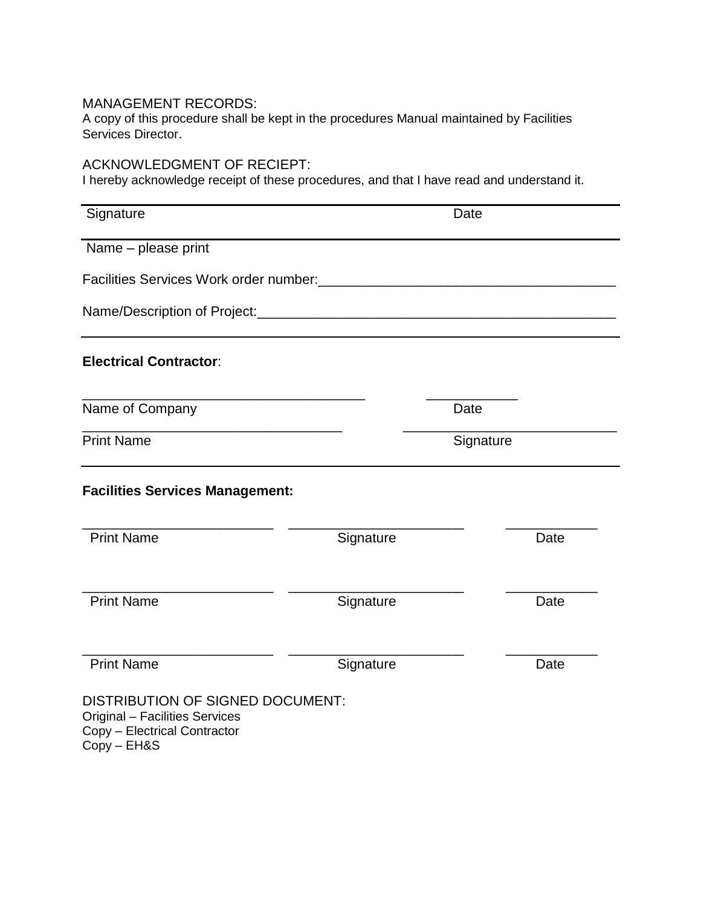MANAGEMENT RECORDS:
A copy of this procedure shall be kept in the procedures Manual maintained by Facilities Services Director.

ACKNOWLEDGMENT OF RECIEPT:
I hereby acknowledge receipt of these procedures, and that I have read and understand it.

---

Signature　　　　　　　　　　　　　　　　　　　　　　Date

---

Name – please print

Facilities Services Work order number:________________________________________

Name/Description of Project:_________________________________________________

---

**Electrical Contractor**:

______________________________________　　　　____________
Name of Company　　　　　　　　　　　　　　　　　Date

___________________________________　　　　_____________________________
Print Name　　　　　　　　　　　　　　　　　　　　Signature

---

**Facilities Services Management:**

_________________________　_______________________　____________
Print Name　　　　　　　　Signature　　　　　　　　Date

_________________________　_______________________　____________
Print Name　　　　　　　　Signature　　　　　　　　Date

_________________________　_______________________　____________
Print Name　　　　　　　　Signature　　　　　　　　Date

DISTRIBUTION OF SIGNED DOCUMENT:
Original – Facilities Services
Copy – Electrical Contractor
Copy – EH&S